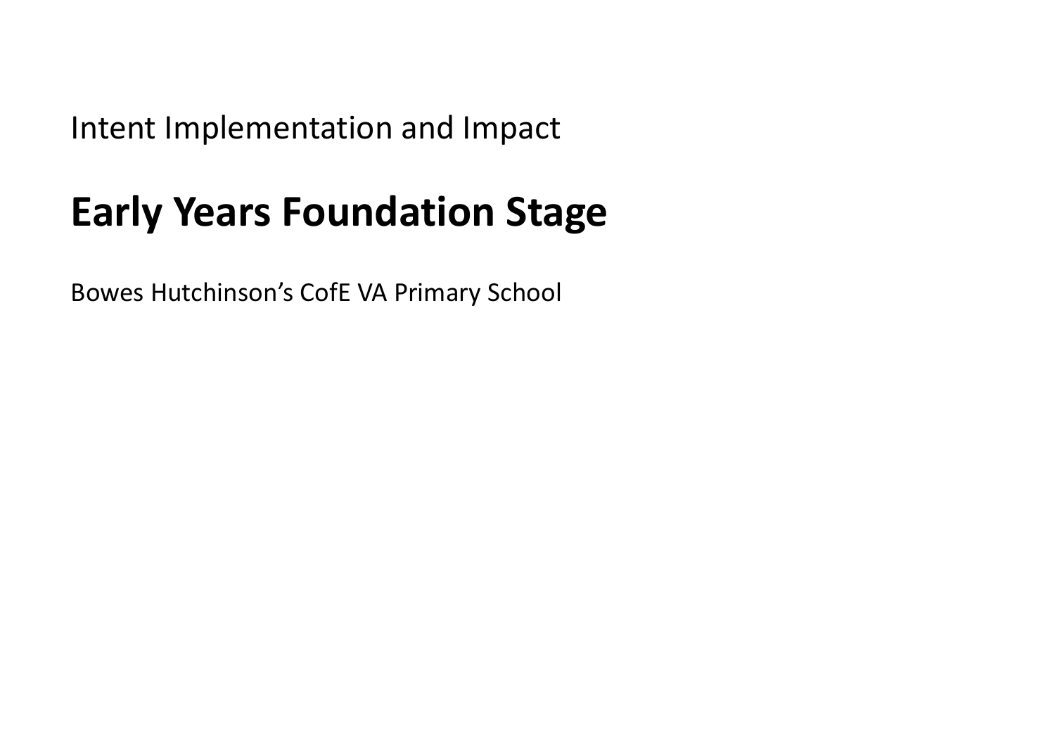Intent Implementation and Impact

# Early Years Foundation Stage

Bowes Hutchinson's CofE VA Primary School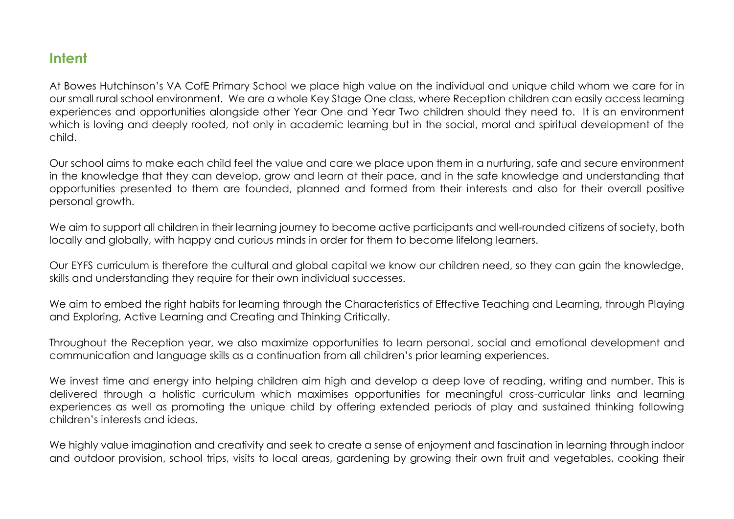## Intent

At Bowes Hutchinson's VA CofE Primary School we place high value on the individual and unique child whom we care for in our small rural school environment. We are a whole Key Stage One class, where Reception children can easily access learning experiences and opportunities alongside other Year One and Year Two children should they need to. It is an environment which is loving and deeply rooted, not only in academic learning but in the social, moral and spiritual development of the child.

Our school aims to make each child feel the value and care we place upon them in a nurturing, safe and secure environment in the knowledge that they can develop, grow and learn at their pace, and in the safe knowledge and understanding that opportunities presented to them are founded, planned and formed from their interests and also for their overall positive personal growth.

We aim to support all children in their learning journey to become active participants and well-rounded citizens of society, both locally and globally, with happy and curious minds in order for them to become lifelong learners.

Our EYFS curriculum is therefore the cultural and global capital we know our children need, so they can gain the knowledge, skills and understanding they require for their own individual successes.

We aim to embed the right habits for learning through the Characteristics of Effective Teaching and Learning, through Playing and Exploring, Active Learning and Creating and Thinking Critically.

Throughout the Reception year, we also maximize opportunities to learn personal, social and emotional development and communication and language skills as a continuation from all children's prior learning experiences.

We invest time and energy into helping children aim high and develop a deep love of reading, writing and number. This is delivered through a holistic curriculum which maximises opportunities for meaningful cross-curricular links and learning experiences as well as promoting the unique child by offering extended periods of play and sustained thinking following children's interests and ideas.

We highly value imagination and creativity and seek to create a sense of enjoyment and fascination in learning through indoor and outdoor provision, school trips, visits to local areas, gardening by growing their own fruit and vegetables, cooking their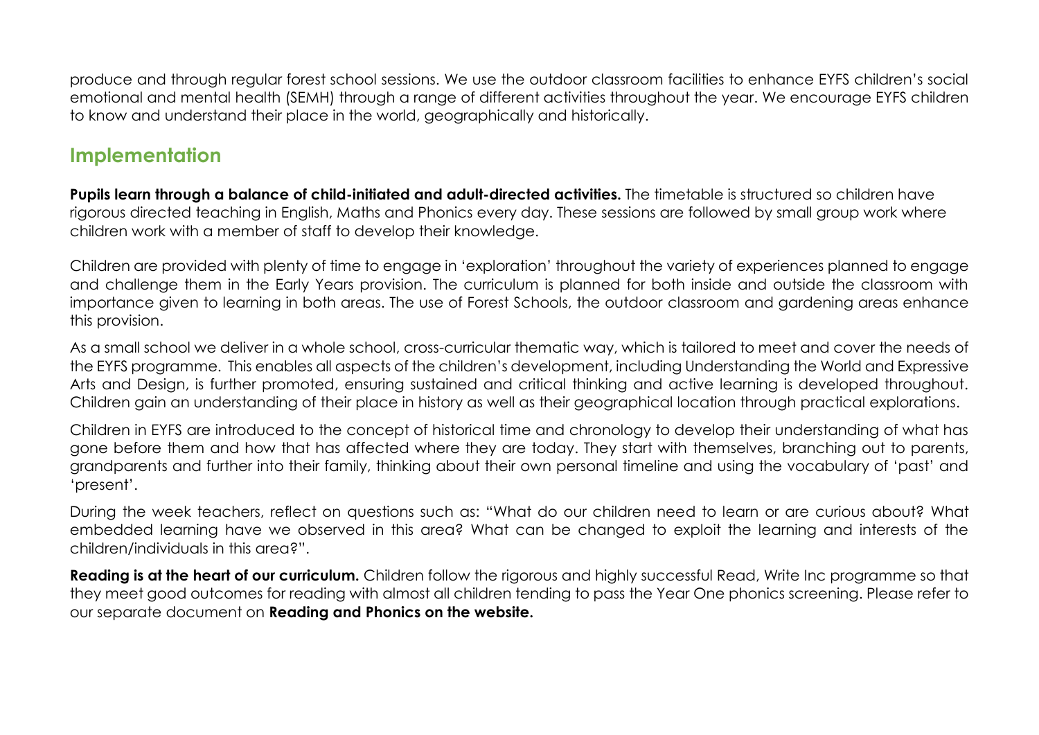produce and through regular forest school sessions. We use the outdoor classroom facilities to enhance EYFS children's social emotional and mental health (SEMH) through a range of different activities throughout the year. We encourage EYFS children to know and understand their place in the world, geographically and historically.

## Implementation

**Pupils learn through a balance of child-initiated and adult-directed activities.** The timetable is structured so children have rigorous directed teaching in English, Maths and Phonics every day. These sessions are followed by small group work where children work with a member of staff to develop their knowledge.

Children are provided with plenty of time to engage in 'exploration' throughout the variety of experiences planned to engage and challenge them in the Early Years provision. The curriculum is planned for both inside and outside the classroom with importance given to learning in both areas. The use of Forest Schools, the outdoor classroom and gardening areas enhance this provision.

As a small school we deliver in a whole school, cross-curricular thematic way, which is tailored to meet and cover the needs of the EYFS programme. This enables all aspects of the children's development, including Understanding the World and Expressive Arts and Design, is further promoted, ensuring sustained and critical thinking and active learning is developed throughout. Children gain an understanding of their place in history as well as their geographical location through practical explorations.

Children in EYFS are introduced to the concept of historical time and chronology to develop their understanding of what has gone before them and how that has affected where they are today. They start with themselves, branching out to parents, grandparents and further into their family, thinking about their own personal timeline and using the vocabulary of 'past' and 'present'.

During the week teachers, reflect on questions such as: "What do our children need to learn or are curious about? What embedded learning have we observed in this area? What can be changed to exploit the learning and interests of the children/individuals in this area?".

**Reading is at the heart of our curriculum.** Children follow the rigorous and highly successful Read, Write Inc programme so that they meet good outcomes for reading with almost all children tending to pass the Year One phonics screening. Please refer to our separate document on **Reading and Phonics on the website.**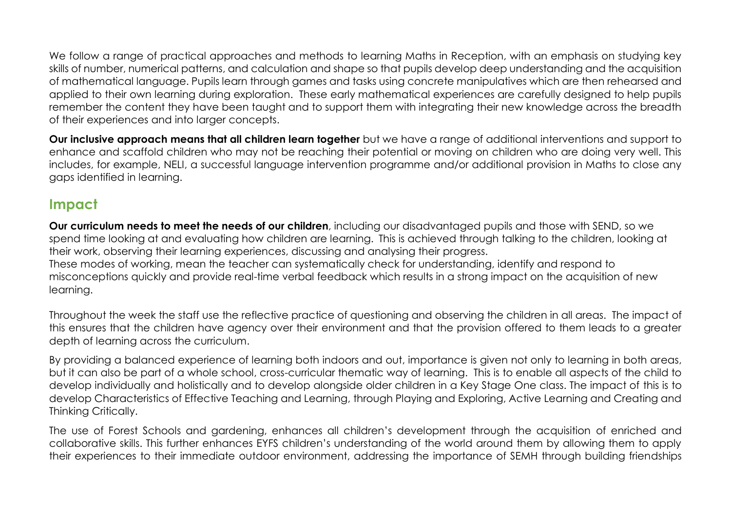We follow a range of practical approaches and methods to learning Maths in Reception, with an emphasis on studying key skills of number, numerical patterns, and calculation and shape so that pupils develop deep understanding and the acquisition of mathematical language. Pupils learn through games and tasks using concrete manipulatives which are then rehearsed and applied to their own learning during exploration. These early mathematical experiences are carefully designed to help pupils remember the content they have been taught and to support them with integrating their new knowledge across the breadth of their experiences and into larger concepts.

**Our inclusive approach means that all children learn together** but we have a range of additional interventions and support to enhance and scaffold children who may not be reaching their potential or moving on children who are doing very well. This includes, for example, NELI, a successful language intervention programme and/or additional provision in Maths to close any gaps identified in learning.

## Impact

**Our curriculum needs to meet the needs of our children**, including our disadvantaged pupils and those with SEND, so we spend time looking at and evaluating how children are learning. This is achieved through talking to the children, looking at their work, observing their learning experiences, discussing and analysing their progress.
These modes of working, mean the teacher can systematically check for understanding, identify and respond to misconceptions quickly and provide real-time verbal feedback which results in a strong impact on the acquisition of new learning.

Throughout the week the staff use the reflective practice of questioning and observing the children in all areas. The impact of this ensures that the children have agency over their environment and that the provision offered to them leads to a greater depth of learning across the curriculum.

By providing a balanced experience of learning both indoors and out, importance is given not only to learning in both areas, but it can also be part of a whole school, cross-curricular thematic way of learning. This is to enable all aspects of the child to develop individually and holistically and to develop alongside older children in a Key Stage One class. The impact of this is to develop Characteristics of Effective Teaching and Learning, through Playing and Exploring, Active Learning and Creating and Thinking Critically.

The use of Forest Schools and gardening, enhances all children's development through the acquisition of enriched and collaborative skills. This further enhances EYFS children's understanding of the world around them by allowing them to apply their experiences to their immediate outdoor environment, addressing the importance of SEMH through building friendships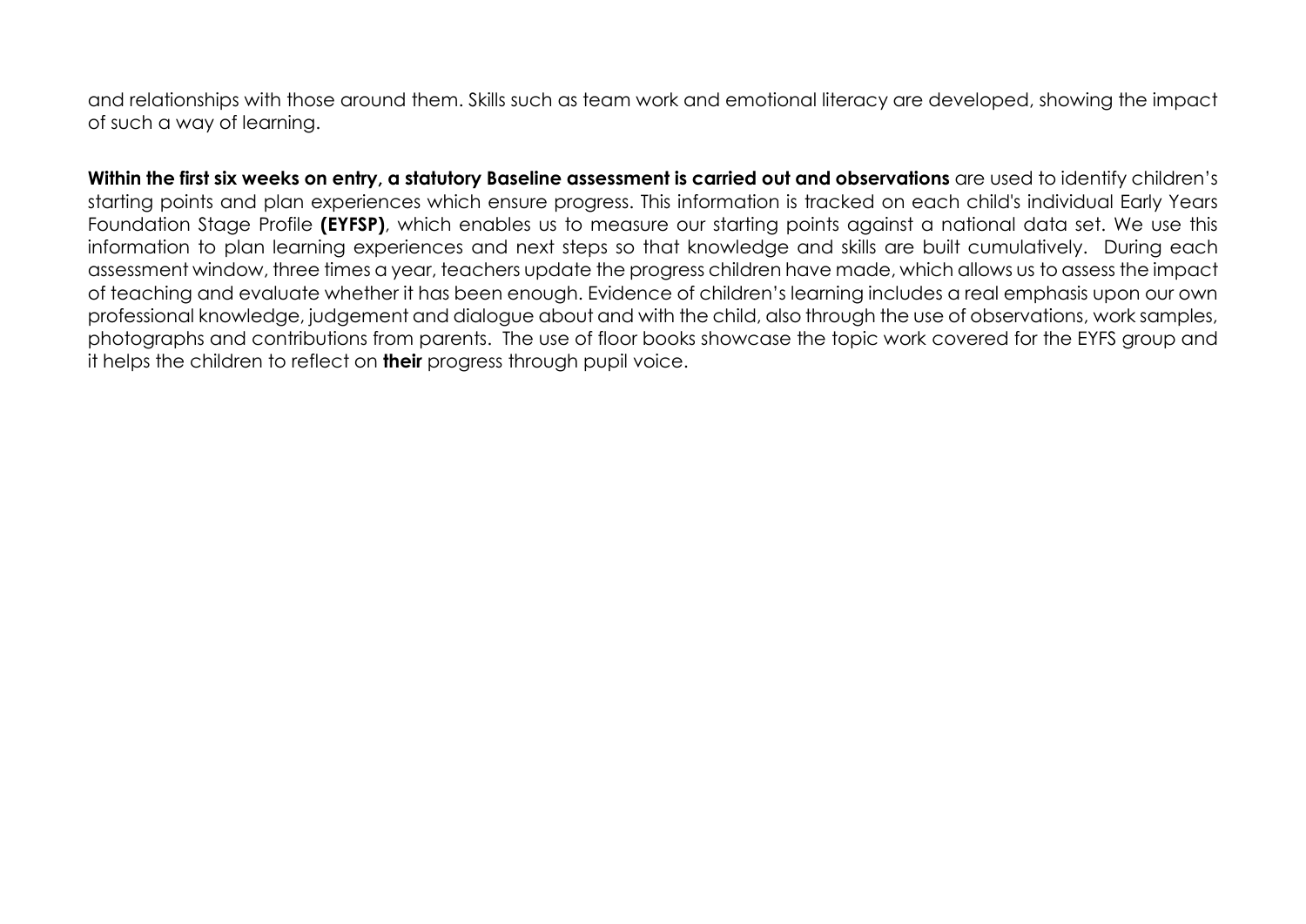and relationships with those around them. Skills such as team work and emotional literacy are developed, showing the impact of such a way of learning.

**Within the first six weeks on entry, a statutory Baseline assessment is carried out and observations** are used to identify children's starting points and plan experiences which ensure progress. This information is tracked on each child's individual Early Years Foundation Stage Profile **(EYFSP)**, which enables us to measure our starting points against a national data set. We use this information to plan learning experiences and next steps so that knowledge and skills are built cumulatively. During each assessment window, three times a year, teachers update the progress children have made, which allows us to assess the impact of teaching and evaluate whether it has been enough. Evidence of children's learning includes a real emphasis upon our own professional knowledge, judgement and dialogue about and with the child, also through the use of observations, work samples, photographs and contributions from parents. The use of floor books showcase the topic work covered for the EYFS group and it helps the children to reflect on **their** progress through pupil voice.